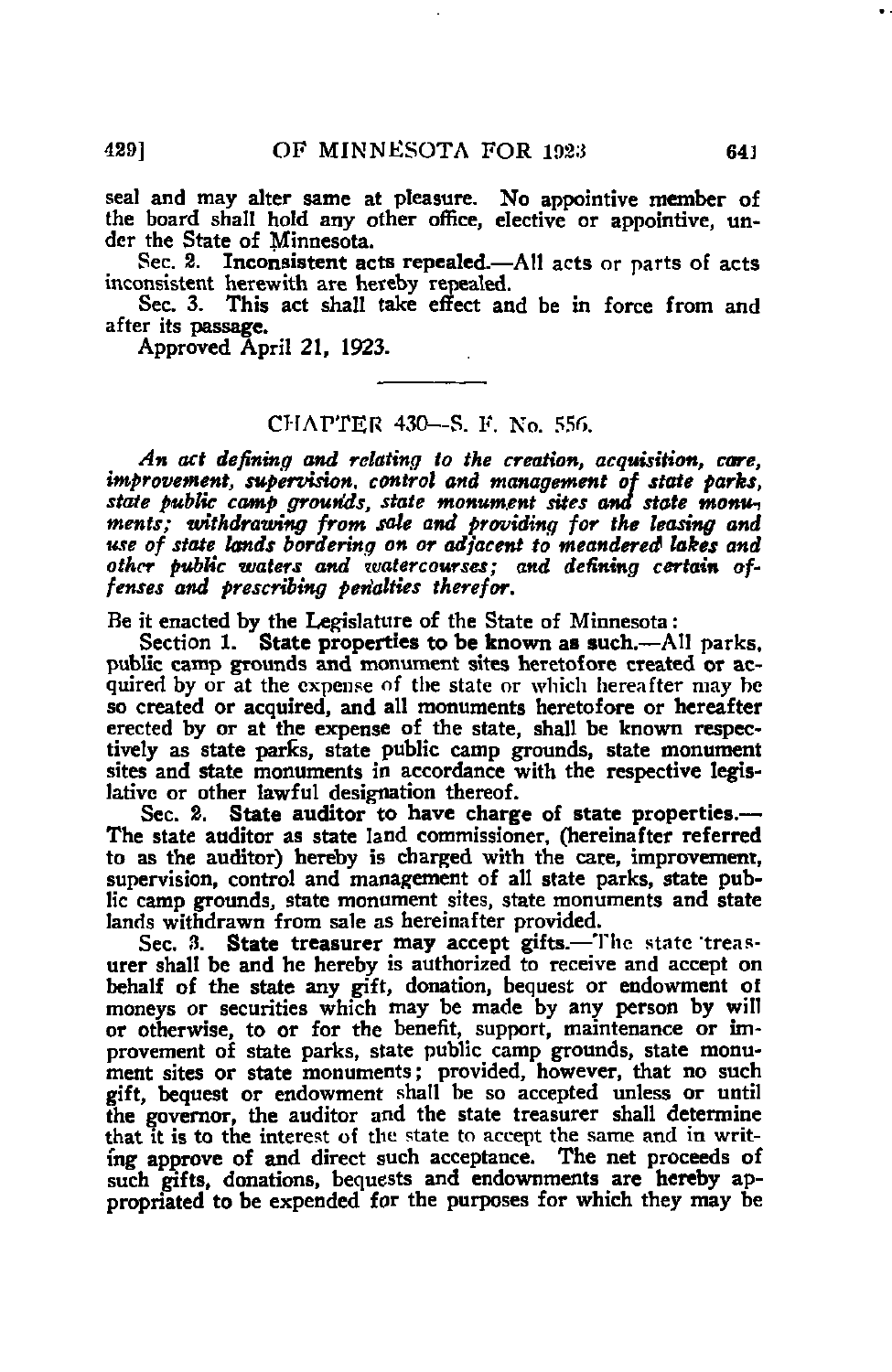seal and may alter same at pleasure. No appointive member of the board shall hold any other office, elective or appointive, under the State of Minnesota.

Sec. 2. Inconsistent acts repealed.—All acts or parts of acts inconsistent herewith are hereby repealed.

Sec. 3. This act shall take effect and be in force from and after its passage.

Approved April 21, 1923.

---

## CHAPTER 430—S. F. No. 556.

*An act defining and relating to the creation, acquisition, care, improvement, supervision, control and management of state parks, state public camp grounds, state monument sites and state monuments; withdrawing from sale and providing for the leasing and use of state lands bordering on or adjacent to meandered lakes and other public waters and watercourses; and defining certain offenses and prescribing penalties therefor.*

Be it enacted by the Legislature of the State of Minnesota:

Section 1. **State properties to be known as such.**—All parks, public camp grounds and monument sites heretofore created or acquired by or at the expense of the state or which hereafter may be so created or acquired, and all monuments heretofore or hereafter erected by or at the expense of the state, shall be known respectively as state parks, state public camp grounds, state monument sites and state monuments in accordance with the respective legislative or other lawful designation thereof.

Sec. 2. **State auditor to have charge of state properties.**—The state auditor as state land commissioner, (hereinafter referred to as the auditor) hereby is charged with the care, improvement, supervision, control and management of all state parks, state public camp grounds, state monument sites, state monuments and state lands withdrawn from sale as hereinafter provided.

Sec. 3. **State treasurer may accept gifts.**—The state treasurer shall be and he hereby is authorized to receive and accept on behalf of the state any gift, donation, bequest or endowment of moneys or securities which may be made by any person by will or otherwise, to or for the benefit, support, maintenance or improvement of state parks, state public camp grounds, state monument sites or state monuments; provided, however, that no such gift, bequest or endowment shall be so accepted unless or until the governor, the auditor and the state treasurer shall determine that it is to the interest of the state to accept the same and in writing approve of and direct such acceptance. The net proceeds of such gifts, donations, bequests and endowments are hereby appropriated to be expended for the purposes for which they may be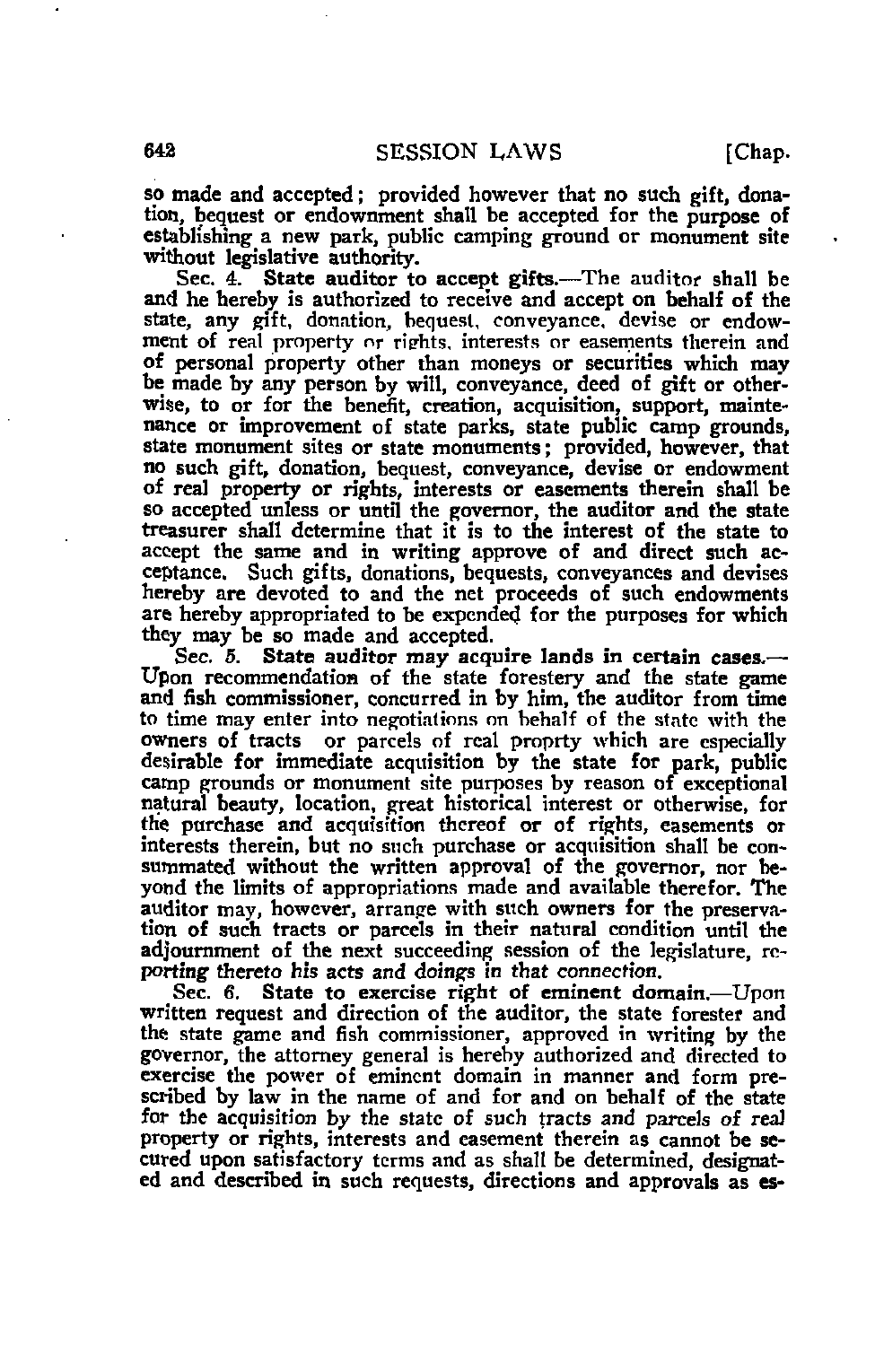so made and accepted; provided however that no such gift, donation, bequest or endownment shall be accepted for the purpose of establishing a new park, public camping ground or monument site without legislative authority.

Sec. 4. **State auditor to accept gifts.**—The auditor shall be and he hereby is authorized to receive and accept on behalf of the state, any gift, donation, bequest, conveyance, devise or endowment of real property or rights, interests or easements therein and of personal property other than moneys or securities which may be made by any person by will, conveyance, deed of gift or otherwise, to or for the benefit, creation, acquisition, support, maintenance or improvement of state parks, state public camp grounds, state monument sites or state monuments; provided, however, that no such gift, donation, bequest, conveyance, devise or endowment of real property or rights, interests or easements therein shall be so accepted unless or until the governor, the auditor and the state treasurer shall determine that it is to the interest of the state to accept the same and in writing approve of and direct such acceptance. Such gifts, donations, bequests, conveyances and devises hereby are devoted to and the net proceeds of such endowments are hereby appropriated to be expended for the purposes for which they may be so made and accepted.

Sec. 5. **State auditor may acquire lands in certain cases.**—Upon recommendation of the state forestery and the state game and fish commissioner, concurred in by him, the auditor from time to time may enter into negotiations on behalf of the state with the owners of tracts or parcels of real proprty which are especially desirable for immediate acquisition by the state for park, public camp grounds or monument site purposes by reason of exceptional natural beauty, location, great historical interest or otherwise, for the purchase and acquisition thereof or of rights, easements or interests therein, but no such purchase or acquisition shall be consummated without the written approval of the governor, nor beyond the limits of appropriations made and available therefor. The auditor may, however, arrange with such owners for the preservation of such tracts or parcels in their natural condition until the adjournment of the next succeeding session of the legislature, reporting thereto his acts and doings in that connection.

Sec. 6. **State to exercise right of eminent domain.**—Upon written request and direction of the auditor, the state forester and the state game and fish commissioner, approved in writing by the governor, the attorney general is hereby authorized and directed to exercise the power of eminent domain in manner and form prescribed by law in the name of and for and on behalf of the state for the acquisition by the state of such tracts and parcels of real property or rights, interests and easement therein as cannot be secured upon satisfactory terms and as shall be determined, designated and described in such requests, directions and approvals as es-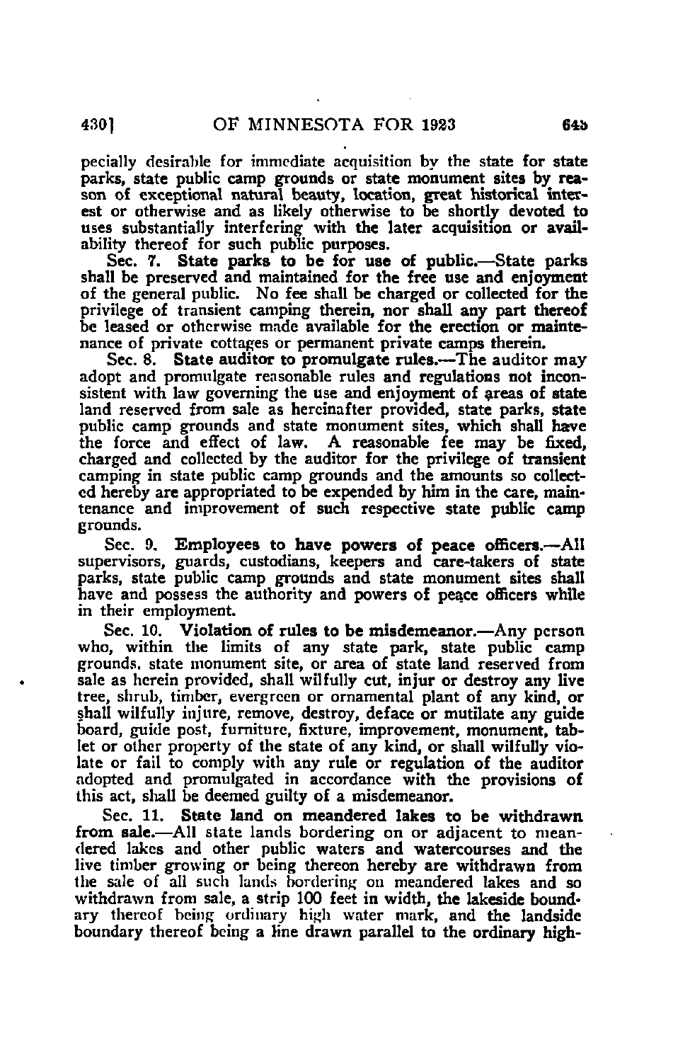pecially desirable for immediate acquisition by the state for state parks, state public camp grounds or state monument sites by reason of exceptional natural beauty, location, great historical interest or otherwise and as likely otherwise to be shortly devoted to uses substantially interfering with the later acquisition or availability thereof for such public purposes.

Sec. 7. **State parks to be for use of public.**—State parks shall be preserved and maintained for the free use and enjoyment of the general public. No fee shall be charged or collected for the privilege of transient camping therein, nor shall any part thereof be leased or otherwise made available for the erection or maintenance of private cottages or permanent private camps therein.

Sec. 8. **State auditor to promulgate rules.**—The auditor may adopt and promulgate reasonable rules and regulations not inconsistent with law governing the use and enjoyment of areas of state land reserved from sale as hereinafter provided, state parks, state public camp grounds and state monument sites, which shall have the force and effect of law. A reasonable fee may be fixed, charged and collected by the auditor for the privilege of transient camping in state public camp grounds and the amounts so collected hereby are appropriated to be expended by him in the care, maintenance and improvement of such respective state public camp grounds.

Sec. 9. **Employees to have powers of peace officers.**—All supervisors, guards, custodians, keepers and care-takers of state parks, state public camp grounds and state monument sites shall have and possess the authority and powers of peace officers while in their employment.

Sec. 10. **Violation of rules to be misdemeanor.**—Any person who, within the limits of any state park, state public camp grounds, state monument site, or area of state land reserved from sale as herein provided, shall wilfully cut, injur or destroy any live tree, shrub, timber, evergreen or ornamental plant of any kind, or shall wilfully injure, remove, destroy, deface or mutilate any guide board, guide post, furniture, fixture, improvement, monument, tablet or other property of the state of any kind, or shall wilfully violate or fail to comply with any rule or regulation of the auditor adopted and promulgated in accordance with the provisions of this act, shall be deemed guilty of a misdemeanor.

Sec. 11. **State land on meandered lakes to be withdrawn from sale.**—All state lands bordering on or adjacent to meandered lakes and other public waters and watercourses and the live timber growing or being thereon hereby are withdrawn from the sale of all such lands bordering on meandered lakes and so withdrawn from sale, a strip 100 feet in width, the lakeside boundary thereof being ordinary high water mark, and the landside boundary thereof being a line drawn parallel to the ordinary high-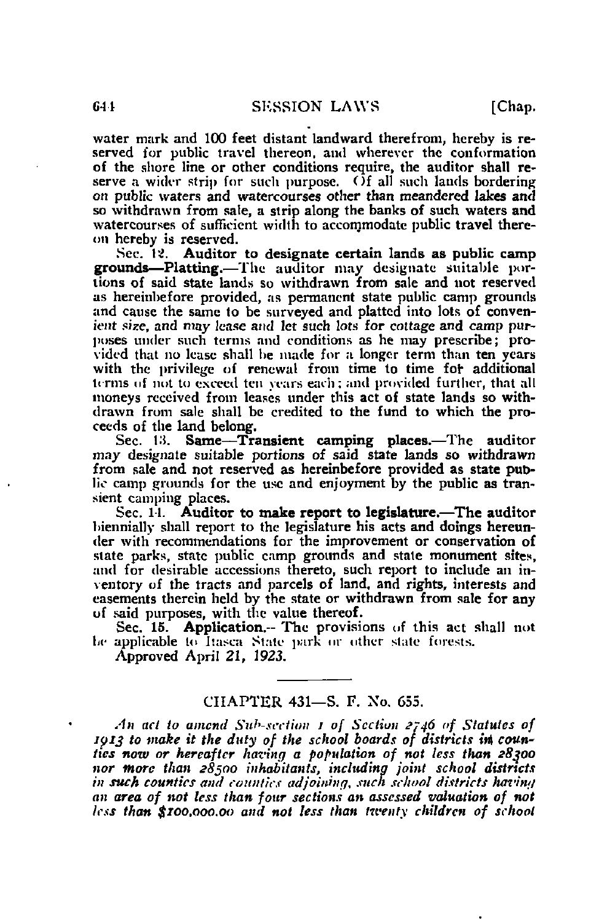water mark and 100 feet distant landward therefrom, hereby is reserved for public travel thereon, and wherever the conformation of the shore line or other conditions require, the auditor shall reserve a wider strip for such purpose. Of all such lands bordering on public waters and watercourses other than meandered lakes and so withdrawn from sale, a strip along the banks of such waters and watercourses of sufficient width to accommodate public travel thereon hereby is reserved.

Sec. 12. **Auditor to designate certain lands as public camp grounds—Platting.**—The auditor may designate suitable portions of said state lands so withdrawn from sale and not reserved as hereinbefore provided, as permanent state public camp grounds and cause the same to be surveyed and platted into lots of convenient size, and may lease and let such lots for cottage and camp purposes under such terms and conditions as he may prescribe; provided that no lease shall be made for a longer term than ten years with the privilege of renewal from time to time for additional terms of not to exceed ten years each; and provided further, that all moneys received from leases under this act of state lands so withdrawn from sale shall be credited to the fund to which the proceeds of the land belong.

Sec. 13. **Same—Transient camping places.**—The auditor may designate suitable portions of said state lands so withdrawn from sale and not reserved as hereinbefore provided as state public camp grounds for the use and enjoyment by the public as transient camping places.

Sec. 14. **Auditor to make report to legislature.**—The auditor biennially shall report to the legislature his acts and doings hereunder with recommendations for the improvement or conservation of state parks, state public camp grounds and state monument sites, and for desirable accessions thereto, such report to include an inventory of the tracts and parcels of land, and rights, interests and easements therein held by the state or withdrawn from sale for any of said purposes, with the value thereof.

Sec. 15. **Application.**—The provisions of this act shall not be applicable to Itasca State park or other state forests.

Approved April 21, 1923.

---

## CHAPTER 431—S. F. No. 655.

*An act to amend Sub-section 1 of Section 2746 of Statutes of 1913 to make it the duty of the school boards of districts in counties now or hereafter having a population of not less than 28300 nor more than 28500 inhabitants, including joint school districts in such counties and counties adjoining, such school districts having an area of not less than four sections an assessed valuation of not less than $100,000.00 and not less than twenty children of school*